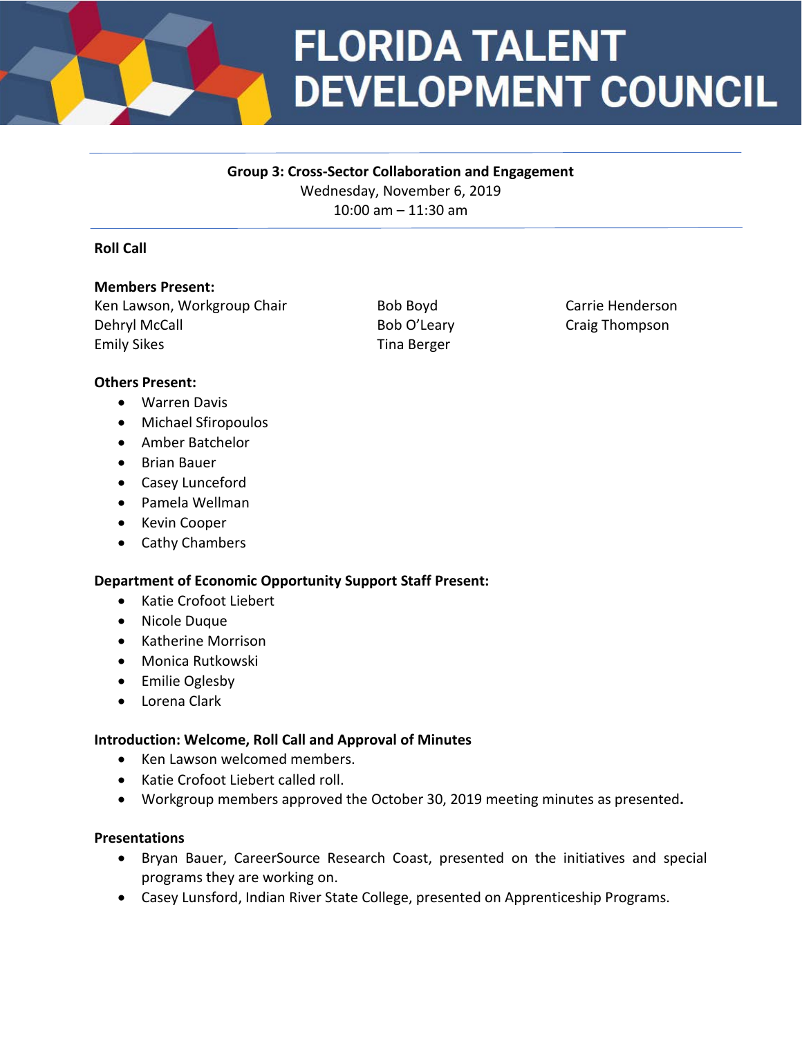# FLORIDA TALENT DEVELOPMENT COUNCIL

**Group 3: Cross-Sector Collaboration and Engagement**
Wednesday, November 6, 2019
10:00 am – 11:30 am

**Roll Call**

**Members Present:**

Ken Lawson, Workgroup Chair
Dehryl McCall
Emily Sikes
Bob Boyd
Bob O'Leary
Tina Berger
Carrie Henderson
Craig Thompson

**Others Present:**

- Warren Davis
- Michael Sfiropoulos
- Amber Batchelor
- Brian Bauer
- Casey Lunceford
- Pamela Wellman
- Kevin Cooper
- Cathy Chambers

**Department of Economic Opportunity Support Staff Present:**

- Katie Crofoot Liebert
- Nicole Duque
- Katherine Morrison
- Monica Rutkowski
- Emilie Oglesby
- Lorena Clark

**Introduction: Welcome, Roll Call and Approval of Minutes**

- Ken Lawson welcomed members.
- Katie Crofoot Liebert called roll.
- Workgroup members approved the October 30, 2019 meeting minutes as presented**.**

**Presentations**

- Bryan Bauer, CareerSource Research Coast, presented on the initiatives and special programs they are working on.
- Casey Lunsford, Indian River State College, presented on Apprenticeship Programs.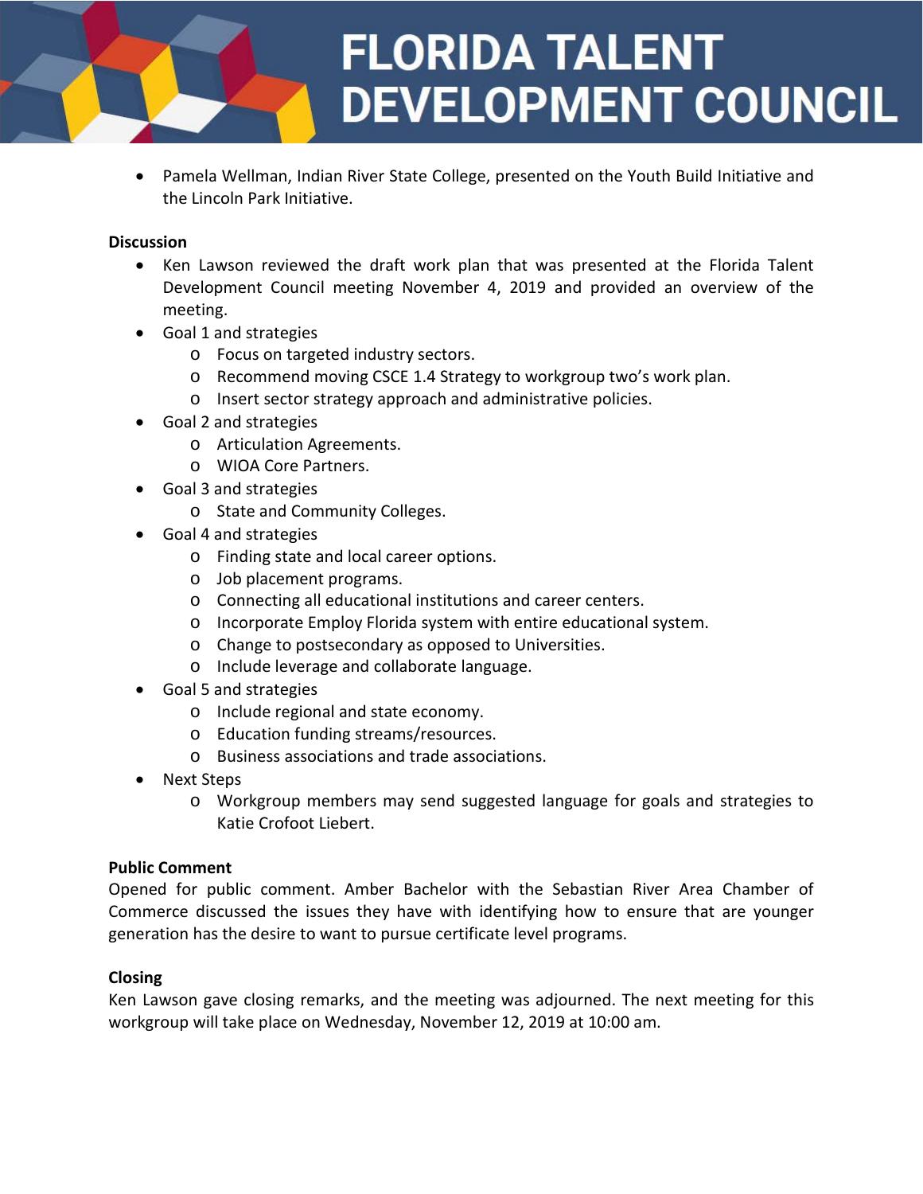- Pamela Wellman, Indian River State College, presented on the Youth Build Initiative and the Lincoln Park Initiative.

**Discussion**

- Ken Lawson reviewed the draft work plan that was presented at the Florida Talent Development Council meeting November 4, 2019 and provided an overview of the meeting.
- Goal 1 and strategies
  - Focus on targeted industry sectors.
  - Recommend moving CSCE 1.4 Strategy to workgroup two's work plan.
  - Insert sector strategy approach and administrative policies.
- Goal 2 and strategies
  - Articulation Agreements.
  - WIOA Core Partners.
- Goal 3 and strategies
  - State and Community Colleges.
- Goal 4 and strategies
  - Finding state and local career options.
  - Job placement programs.
  - Connecting all educational institutions and career centers.
  - Incorporate Employ Florida system with entire educational system.
  - Change to postsecondary as opposed to Universities.
  - Include leverage and collaborate language.
- Goal 5 and strategies
  - Include regional and state economy.
  - Education funding streams/resources.
  - Business associations and trade associations.
- Next Steps
  - Workgroup members may send suggested language for goals and strategies to Katie Crofoot Liebert.

**Public Comment**

Opened for public comment. Amber Bachelor with the Sebastian River Area Chamber of Commerce discussed the issues they have with identifying how to ensure that are younger generation has the desire to want to pursue certificate level programs.

**Closing**

Ken Lawson gave closing remarks, and the meeting was adjourned. The next meeting for this workgroup will take place on Wednesday, November 12, 2019 at 10:00 am.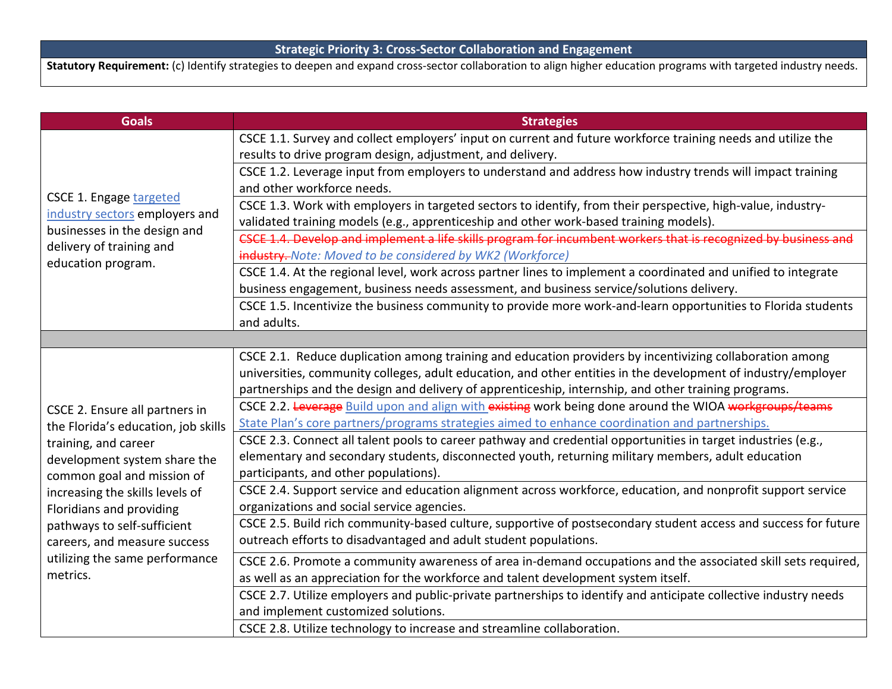| Strategic Priority 3: Cross-Sector Collaboration and Engagement |
|---|
| **Statutory Requirement:** (c) Identify strategies to deepen and expand cross-sector collaboration to align higher education programs with targeted industry needs. |

| Goals | Strategies |
|---|---|
| CSCE 1. Engage targeted industry sectors employers and businesses in the design and delivery of training and education program. | CSCE 1.1. Survey and collect employers' input on current and future workforce training needs and utilize the results to drive program design, adjustment, and delivery. |
| | CSCE 1.2. Leverage input from employers to understand and address how industry trends will impact training and other workforce needs. |
| | CSCE 1.3. Work with employers in targeted sectors to identify, from their perspective, high-value, industry-validated training models (e.g., apprenticeship and other work-based training models). |
| | ~~CSCE 1.4. Develop and implement a life skills program for incumbent workers that is recognized by business and industry.~~ *Note: Moved to be considered by WK2 (Workforce)* |
| | CSCE 1.4. At the regional level, work across partner lines to implement a coordinated and unified to integrate business engagement, business needs assessment, and business service/solutions delivery. |
| | CSCE 1.5. Incentivize the business community to provide more work-and-learn opportunities to Florida students and adults. |
| | |
| CSCE 2. Ensure all partners in the Florida's education, job skills training, and career development system share the common goal and mission of increasing the skills levels of Floridians and providing pathways to self-sufficient careers, and measure success utilizing the same performance metrics. | CSCE 2.1. Reduce duplication among training and education providers by incentivizing collaboration among universities, community colleges, adult education, and other entities in the development of industry/employer partnerships and the design and delivery of apprenticeship, internship, and other training programs. |
| | CSCE 2.2. ~~Leverage~~ Build upon and align with ~~existing~~ work being done around the WIOA ~~workgroups/teams~~ State Plan's core partners/programs strategies aimed to enhance coordination and partnerships. |
| | CSCE 2.3. Connect all talent pools to career pathway and credential opportunities in target industries (e.g., elementary and secondary students, disconnected youth, returning military members, adult education participants, and other populations). |
| | CSCE 2.4. Support service and education alignment across workforce, education, and nonprofit support service organizations and social service agencies. |
| | CSCE 2.5. Build rich community-based culture, supportive of postsecondary student access and success for future outreach efforts to disadvantaged and adult student populations. |
| | CSCE 2.6. Promote a community awareness of area in-demand occupations and the associated skill sets required, as well as an appreciation for the workforce and talent development system itself. |
| | CSCE 2.7. Utilize employers and public-private partnerships to identify and anticipate collective industry needs and implement customized solutions. |
| | CSCE 2.8. Utilize technology to increase and streamline collaboration. |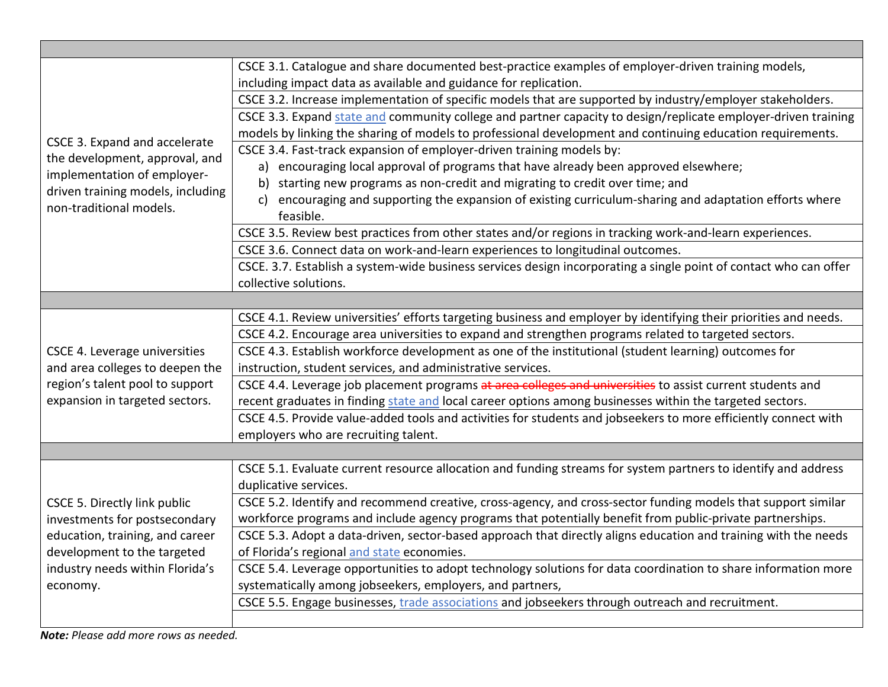| | |
|---|---|
| | |
| CSCE 3. Expand and accelerate the development, approval, and implementation of employer-driven training models, including non-traditional models. | CSCE 3.1. Catalogue and share documented best-practice examples of employer-driven training models, including impact data as available and guidance for replication. |
| | CSCE 3.2. Increase implementation of specific models that are supported by industry/employer stakeholders. |
| | CSCE 3.3. Expand state and community college and partner capacity to design/replicate employer-driven training models by linking the sharing of models to professional development and continuing education requirements. |
| | CSCE 3.4. Fast-track expansion of employer-driven training models by: a) encouraging local approval of programs that have already been approved elsewhere; b) starting new programs as non-credit and migrating to credit over time; and c) encouraging and supporting the expansion of existing curriculum-sharing and adaptation efforts where feasible. |
| | CSCE 3.5. Review best practices from other states and/or regions in tracking work-and-learn experiences. |
| | CSCE 3.6. Connect data on work-and-learn experiences to longitudinal outcomes. |
| | CSCE. 3.7. Establish a system-wide business services design incorporating a single point of contact who can offer collective solutions. |
| | |
| CSCE 4. Leverage universities and area colleges to deepen the region's talent pool to support expansion in targeted sectors. | CSCE 4.1. Review universities' efforts targeting business and employer by identifying their priorities and needs. |
| | CSCE 4.2. Encourage area universities to expand and strengthen programs related to targeted sectors. |
| | CSCE 4.3. Establish workforce development as one of the institutional (student learning) outcomes for instruction, student services, and administrative services. |
| | CSCE 4.4. Leverage job placement programs ~~at area colleges and universities~~ to assist current students and recent graduates in finding state and local career options among businesses within the targeted sectors. |
| | CSCE 4.5. Provide value-added tools and activities for students and jobseekers to more efficiently connect with employers who are recruiting talent. |
| | |
| CSCE 5. Directly link public investments for postsecondary education, training, and career development to the targeted industry needs within Florida's economy. | CSCE 5.1. Evaluate current resource allocation and funding streams for system partners to identify and address duplicative services. |
| | CSCE 5.2. Identify and recommend creative, cross-agency, and cross-sector funding models that support similar workforce programs and include agency programs that potentially benefit from public-private partnerships. |
| | CSCE 5.3. Adopt a data-driven, sector-based approach that directly aligns education and training with the needs of Florida's regional and state economies. |
| | CSCE 5.4. Leverage opportunities to adopt technology solutions for data coordination to share information more systematically among jobseekers, employers, and partners, |
| | CSCE 5.5. Engage businesses, trade associations and jobseekers through outreach and recruitment. |
| | |

***Note:*** *Please add more rows as needed.*